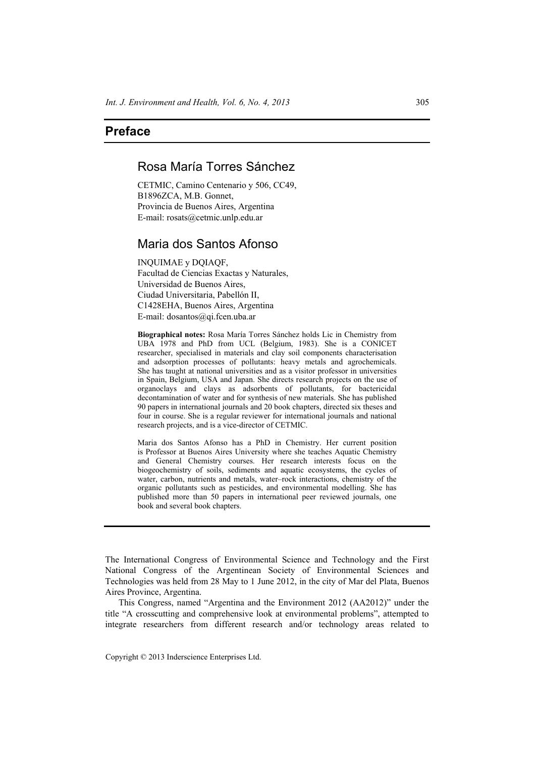# Preface

## Rosa María Torres Sánchez

CETMIC, Camino Centenario y 506, CC49,
B1896ZCA, M.B. Gonnet,
Provincia de Buenos Aires, Argentina
E-mail: rosats@cetmic.unlp.edu.ar

## Maria dos Santos Afonso

INQUIMAE y DQIAQF,
Facultad de Ciencias Exactas y Naturales,
Universidad de Buenos Aires,
Ciudad Universitaria, Pabellón II,
C1428EHA, Buenos Aires, Argentina
E-mail: dosantos@qi.fcen.uba.ar

**Biographical notes:** Rosa María Torres Sánchez holds Lic in Chemistry from UBA 1978 and PhD from UCL (Belgium, 1983). She is a CONICET researcher, specialised in materials and clay soil components characterisation and adsorption processes of pollutants: heavy metals and agrochemicals. She has taught at national universities and as a visitor professor in universities in Spain, Belgium, USA and Japan. She directs research projects on the use of organoclays and clays as adsorbents of pollutants, for bactericidal decontamination of water and for synthesis of new materials. She has published 90 papers in international journals and 20 book chapters, directed six theses and four in course. She is a regular reviewer for international journals and national research projects, and is a vice-director of CETMIC.

Maria dos Santos Afonso has a PhD in Chemistry. Her current position is Professor at Buenos Aires University where she teaches Aquatic Chemistry and General Chemistry courses. Her research interests focus on the biogeochemistry of soils, sediments and aquatic ecosystems, the cycles of water, carbon, nutrients and metals, water–rock interactions, chemistry of the organic pollutants such as pesticides, and environmental modelling. She has published more than 50 papers in international peer reviewed journals, one book and several book chapters.

---

The International Congress of Environmental Science and Technology and the First National Congress of the Argentinean Society of Environmental Sciences and Technologies was held from 28 May to 1 June 2012, in the city of Mar del Plata, Buenos Aires Province, Argentina.

This Congress, named "Argentina and the Environment 2012 (AA2012)" under the title "A crosscutting and comprehensive look at environmental problems", attempted to integrate researchers from different research and/or technology areas related to

Copyright © 2013 Inderscience Enterprises Ltd.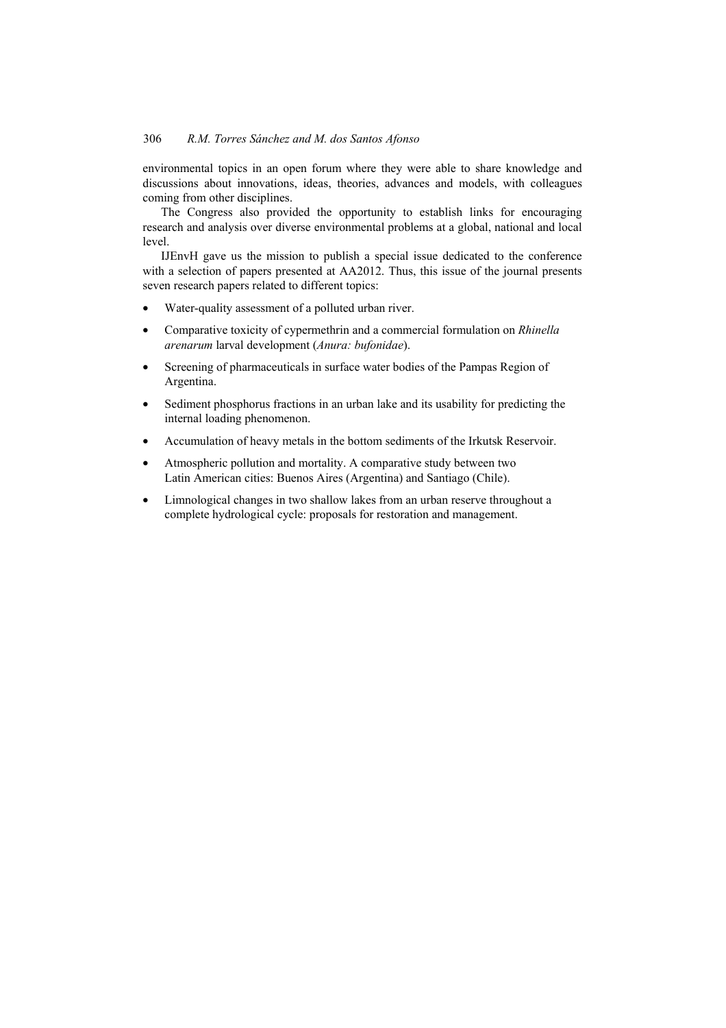environmental topics in an open forum where they were able to share knowledge and discussions about innovations, ideas, theories, advances and models, with colleagues coming from other disciplines.

The Congress also provided the opportunity to establish links for encouraging research and analysis over diverse environmental problems at a global, national and local level.

IJEnvH gave us the mission to publish a special issue dedicated to the conference with a selection of papers presented at AA2012. Thus, this issue of the journal presents seven research papers related to different topics:

- Water-quality assessment of a polluted urban river.
- Comparative toxicity of cypermethrin and a commercial formulation on *Rhinella arenarum* larval development (*Anura: bufonidae*).
- Screening of pharmaceuticals in surface water bodies of the Pampas Region of Argentina.
- Sediment phosphorus fractions in an urban lake and its usability for predicting the internal loading phenomenon.
- Accumulation of heavy metals in the bottom sediments of the Irkutsk Reservoir.
- Atmospheric pollution and mortality. A comparative study between two Latin American cities: Buenos Aires (Argentina) and Santiago (Chile).
- Limnological changes in two shallow lakes from an urban reserve throughout a complete hydrological cycle: proposals for restoration and management.